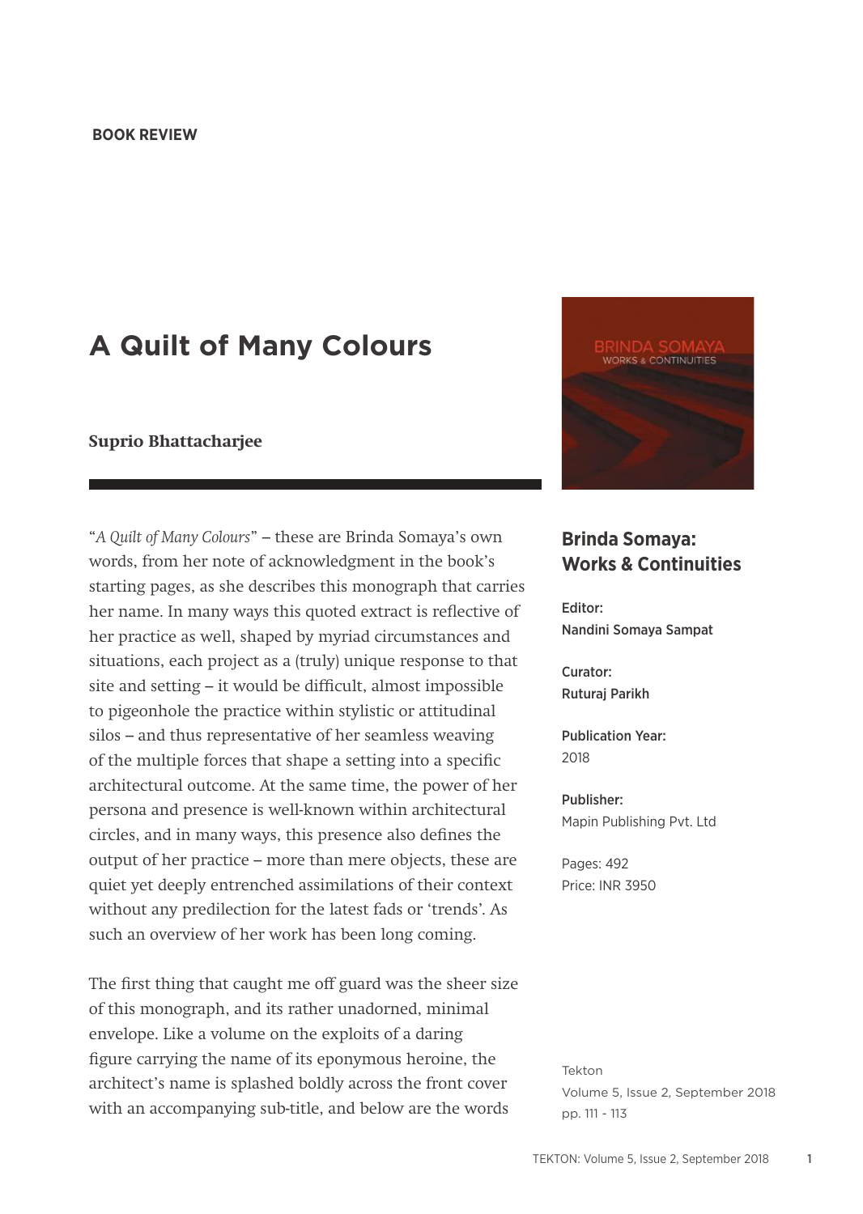BOOK REVIEW

# A Quilt of Many Colours

**Suprio Bhattacharjee**

## Brinda Somaya: Works & Continuities

**Editor:**
**Nandini Somaya Sampat**

**Curator:**
**Ruturaj Parikh**

**Publication Year:**
2018

**Publisher:**
Mapin Publishing Pvt. Ltd

Pages: 492
Price: INR 3950

Tekton
Volume 5, Issue 2, September 2018
pp. 111 - 113

"*A Quilt of Many Colours*" – these are Brinda Somaya's own words, from her note of acknowledgment in the book's starting pages, as she describes this monograph that carries her name. In many ways this quoted extract is reflective of her practice as well, shaped by myriad circumstances and situations, each project as a (truly) unique response to that site and setting – it would be difficult, almost impossible to pigeonhole the practice within stylistic or attitudinal silos – and thus representative of her seamless weaving of the multiple forces that shape a setting into a specific architectural outcome. At the same time, the power of her persona and presence is well-known within architectural circles, and in many ways, this presence also defines the output of her practice – more than mere objects, these are quiet yet deeply entrenched assimilations of their context without any predilection for the latest fads or 'trends'. As such an overview of her work has been long coming.

The first thing that caught me off guard was the sheer size of this monograph, and its rather unadorned, minimal envelope. Like a volume on the exploits of a daring figure carrying the name of its eponymous heroine, the architect's name is splashed boldly across the front cover with an accompanying sub-title, and below are the words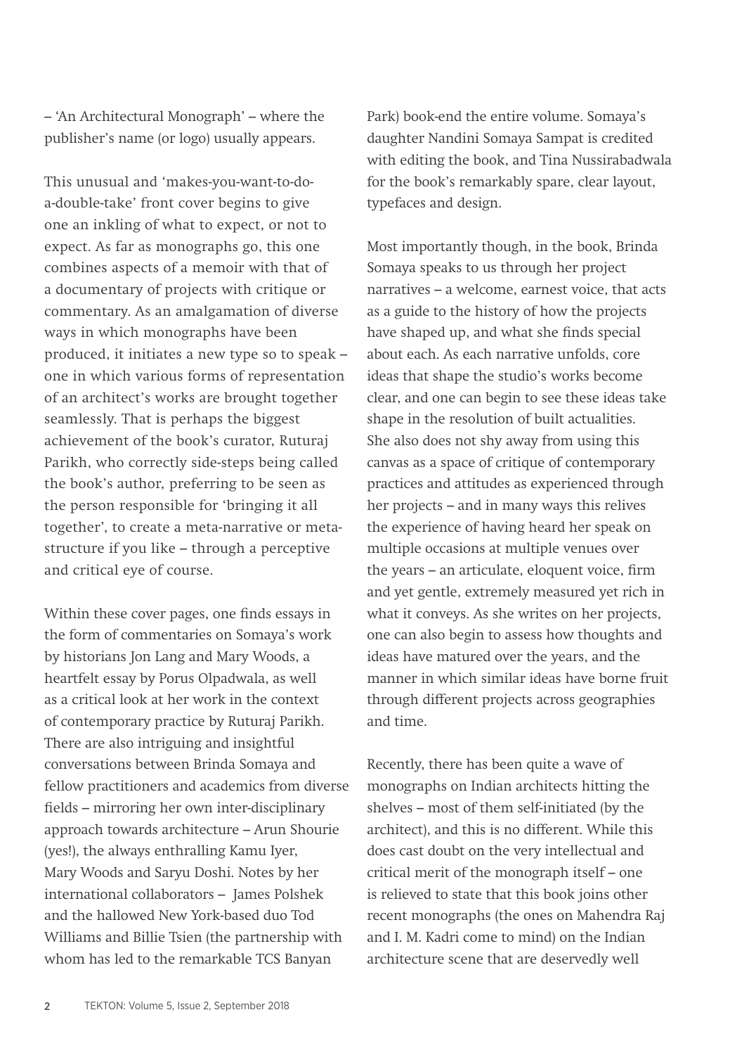– 'An Architectural Monograph' – where the publisher's name (or logo) usually appears.

This unusual and 'makes-you-want-to-do-a-double-take' front cover begins to give one an inkling of what to expect, or not to expect. As far as monographs go, this one combines aspects of a memoir with that of a documentary of projects with critique or commentary. As an amalgamation of diverse ways in which monographs have been produced, it initiates a new type so to speak – one in which various forms of representation of an architect's works are brought together seamlessly. That is perhaps the biggest achievement of the book's curator, Ruturaj Parikh, who correctly side-steps being called the book's author, preferring to be seen as the person responsible for 'bringing it all together', to create a meta-narrative or meta-structure if you like – through a perceptive and critical eye of course.

Within these cover pages, one finds essays in the form of commentaries on Somaya's work by historians Jon Lang and Mary Woods, a heartfelt essay by Porus Olpadwala, as well as a critical look at her work in the context of contemporary practice by Ruturaj Parikh. There are also intriguing and insightful conversations between Brinda Somaya and fellow practitioners and academics from diverse fields – mirroring her own inter-disciplinary approach towards architecture – Arun Shourie (yes!), the always enthralling Kamu Iyer, Mary Woods and Saryu Doshi. Notes by her international collaborators – James Polshek and the hallowed New York-based duo Tod Williams and Billie Tsien (the partnership with whom has led to the remarkable TCS Banyan Park) book-end the entire volume. Somaya's daughter Nandini Somaya Sampat is credited with editing the book, and Tina Nussirabadwala for the book's remarkably spare, clear layout, typefaces and design.

Most importantly though, in the book, Brinda Somaya speaks to us through her project narratives – a welcome, earnest voice, that acts as a guide to the history of how the projects have shaped up, and what she finds special about each. As each narrative unfolds, core ideas that shape the studio's works become clear, and one can begin to see these ideas take shape in the resolution of built actualities. She also does not shy away from using this canvas as a space of critique of contemporary practices and attitudes as experienced through her projects – and in many ways this relives the experience of having heard her speak on multiple occasions at multiple venues over the years – an articulate, eloquent voice, firm and yet gentle, extremely measured yet rich in what it conveys. As she writes on her projects, one can also begin to assess how thoughts and ideas have matured over the years, and the manner in which similar ideas have borne fruit through different projects across geographies and time.

Recently, there has been quite a wave of monographs on Indian architects hitting the shelves – most of them self-initiated (by the architect), and this is no different. While this does cast doubt on the very intellectual and critical merit of the monograph itself – one is relieved to state that this book joins other recent monographs (the ones on Mahendra Raj and I. M. Kadri come to mind) on the Indian architecture scene that are deservedly well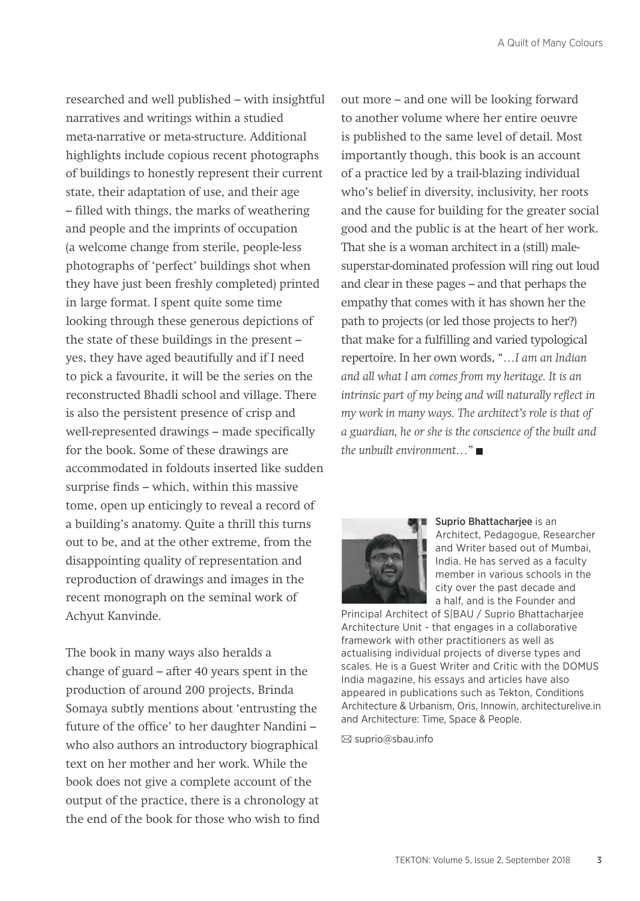researched and well published – with insightful narratives and writings within a studied meta-narrative or meta-structure. Additional highlights include copious recent photographs of buildings to honestly represent their current state, their adaptation of use, and their age – filled with things, the marks of weathering and people and the imprints of occupation (a welcome change from sterile, people-less photographs of 'perfect' buildings shot when they have just been freshly completed) printed in large format. I spent quite some time looking through these generous depictions of the state of these buildings in the present – yes, they have aged beautifully and if I need to pick a favourite, it will be the series on the reconstructed Bhadli school and village. There is also the persistent presence of crisp and well-represented drawings – made specifically for the book. Some of these drawings are accommodated in foldouts inserted like sudden surprise finds – which, within this massive tome, open up enticingly to reveal a record of a building's anatomy. Quite a thrill this turns out to be, and at the other extreme, from the disappointing quality of representation and reproduction of drawings and images in the recent monograph on the seminal work of Achyut Kanvinde.

The book in many ways also heralds a change of guard – after 40 years spent in the production of around 200 projects, Brinda Somaya subtly mentions about 'entrusting the future of the office' to her daughter Nandini – who also authors an introductory biographical text on her mother and her work. While the book does not give a complete account of the output of the practice, there is a chronology at the end of the book for those who wish to find out more – and one will be looking forward to another volume where her entire oeuvre is published to the same level of detail. Most importantly though, this book is an account of a practice led by a trail-blazing individual who's belief in diversity, inclusivity, her roots and the cause for building for the greater social good and the public is at the heart of her work. That she is a woman architect in a (still) male-superstar-dominated profession will ring out loud and clear in these pages – and that perhaps the empathy that comes with it has shown her the path to projects (or led those projects to her?) that make for a fulfilling and varied typological repertoire. In her own words, "*…I am an Indian and all what I am comes from my heritage. It is an intrinsic part of my being and will naturally reflect in my work in many ways. The architect's role is that of a guardian, he or she is the conscience of the built and the unbuilt environment…*" ■

Suprio Bhattacharjee is an Architect, Pedagogue, Researcher and Writer based out of Mumbai, India. He has served as a faculty member in various schools in the city over the past decade and a half, and is the Founder and Principal Architect of S|BAU / Suprio Bhattacharjee Architecture Unit - that engages in a collaborative framework with other practitioners as well as actualising individual projects of diverse types and scales. He is a Guest Writer and Critic with the DOMUS India magazine, his essays and articles have also appeared in publications such as Tekton, Conditions Architecture & Urbanism, Oris, Innowin, architecturelive.in and Architecture: Time, Space & People.

✉ suprio@sbau.info